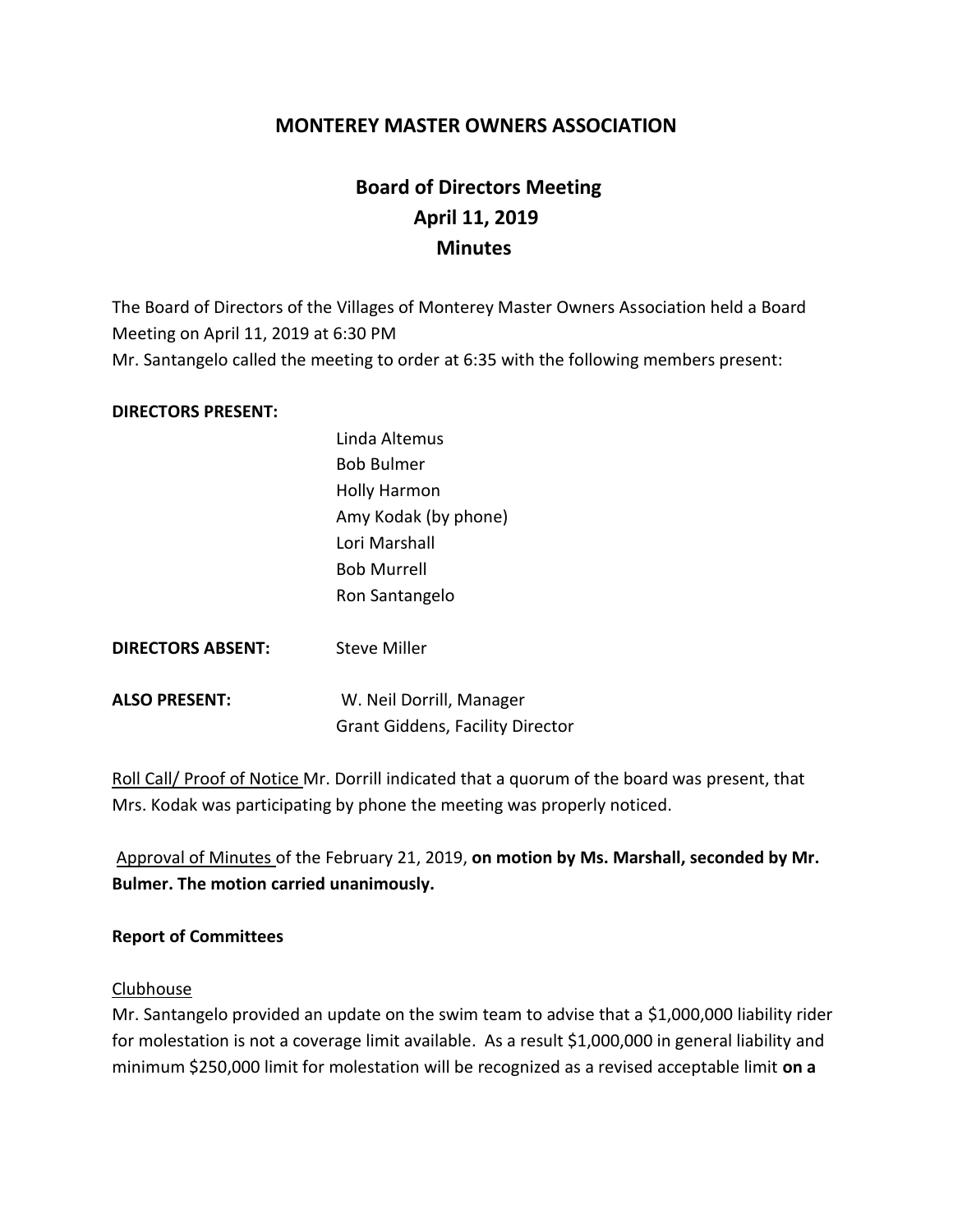# MONTEREY MASTER OWNERS ASSOCIATION

## Board of Directors Meeting
## April 11, 2019
## Minutes

The Board of Directors of the Villages of Monterey Master Owners Association held a Board Meeting on April 11, 2019 at 6:30 PM
Mr. Santangelo called the meeting to order at 6:35 with the following members present:

**DIRECTORS PRESENT:**

Linda Altemus
Bob Bulmer
Holly Harmon
Amy Kodak (by phone)
Lori Marshall
Bob Murrell
Ron Santangelo

**DIRECTORS ABSENT:** Steve Miller

**ALSO PRESENT:** W. Neil Dorrill, Manager
Grant Giddens, Facility Director

Roll Call/ Proof of Notice Mr. Dorrill indicated that a quorum of the board was present, that Mrs. Kodak was participating by phone the meeting was properly noticed.

Approval of Minutes of the February 21, 2019, **on motion by Ms. Marshall, seconded by Mr. Bulmer. The motion carried unanimously.**

**Report of Committees**

Clubhouse
Mr. Santangelo provided an update on the swim team to advise that a $1,000,000 liability rider for molestation is not a coverage limit available. As a result $1,000,000 in general liability and minimum $250,000 limit for molestation will be recognized as a revised acceptable limit **on a**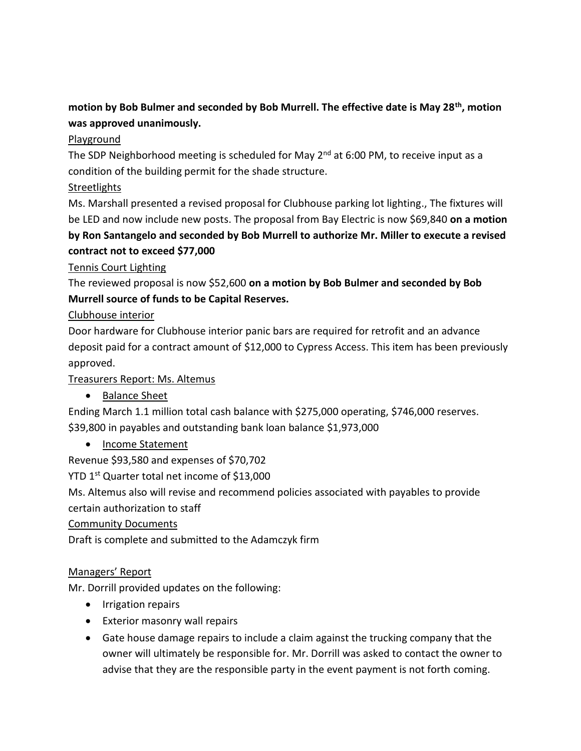**motion by Bob Bulmer and seconded by Bob Murrell. The effective date is May 28th, motion was approved unanimously.**

Playground

The SDP Neighborhood meeting is scheduled for May 2nd at 6:00 PM, to receive input as a condition of the building permit for the shade structure.

Streetlights

Ms. Marshall presented a revised proposal for Clubhouse parking lot lighting., The fixtures will be LED and now include new posts. The proposal from Bay Electric is now $69,840 **on a motion by Ron Santangelo and seconded by Bob Murrell to authorize Mr. Miller to execute a revised contract not to exceed $77,000**

Tennis Court Lighting

The reviewed proposal is now $52,600 **on a motion by Bob Bulmer and seconded by Bob Murrell source of funds to be Capital Reserves.**

Clubhouse interior

Door hardware for Clubhouse interior panic bars are required for retrofit and an advance deposit paid for a contract amount of $12,000 to Cypress Access. This item has been previously approved.

Treasurers Report: Ms. Altemus

- Balance Sheet

Ending March 1.1 million total cash balance with $275,000 operating, $746,000 reserves. $39,800 in payables and outstanding bank loan balance $1,973,000

- Income Statement

Revenue $93,580 and expenses of $70,702

YTD 1st Quarter total net income of $13,000

Ms. Altemus also will revise and recommend policies associated with payables to provide certain authorization to staff

Community Documents

Draft is complete and submitted to the Adamczyk firm

Managers' Report

Mr. Dorrill provided updates on the following:

- Irrigation repairs
- Exterior masonry wall repairs
- Gate house damage repairs to include a claim against the trucking company that the owner will ultimately be responsible for. Mr. Dorrill was asked to contact the owner to advise that they are the responsible party in the event payment is not forth coming.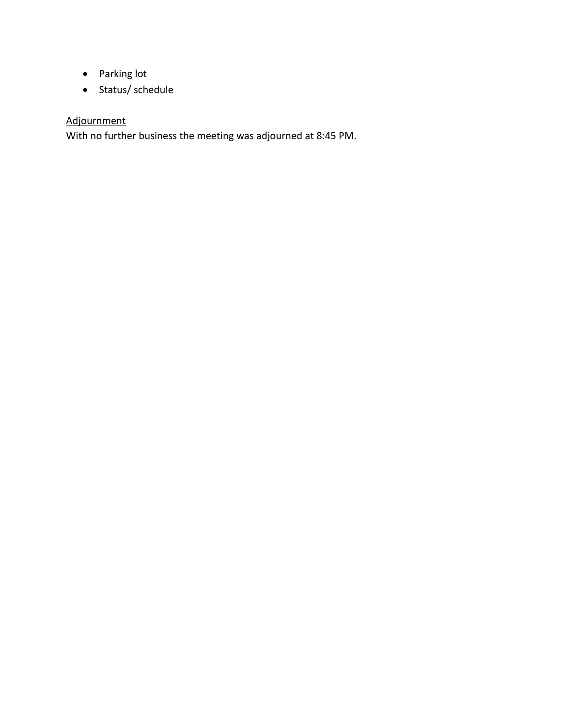- Parking lot
- Status/ schedule

Adjournment

With no further business the meeting was adjourned at 8:45 PM.